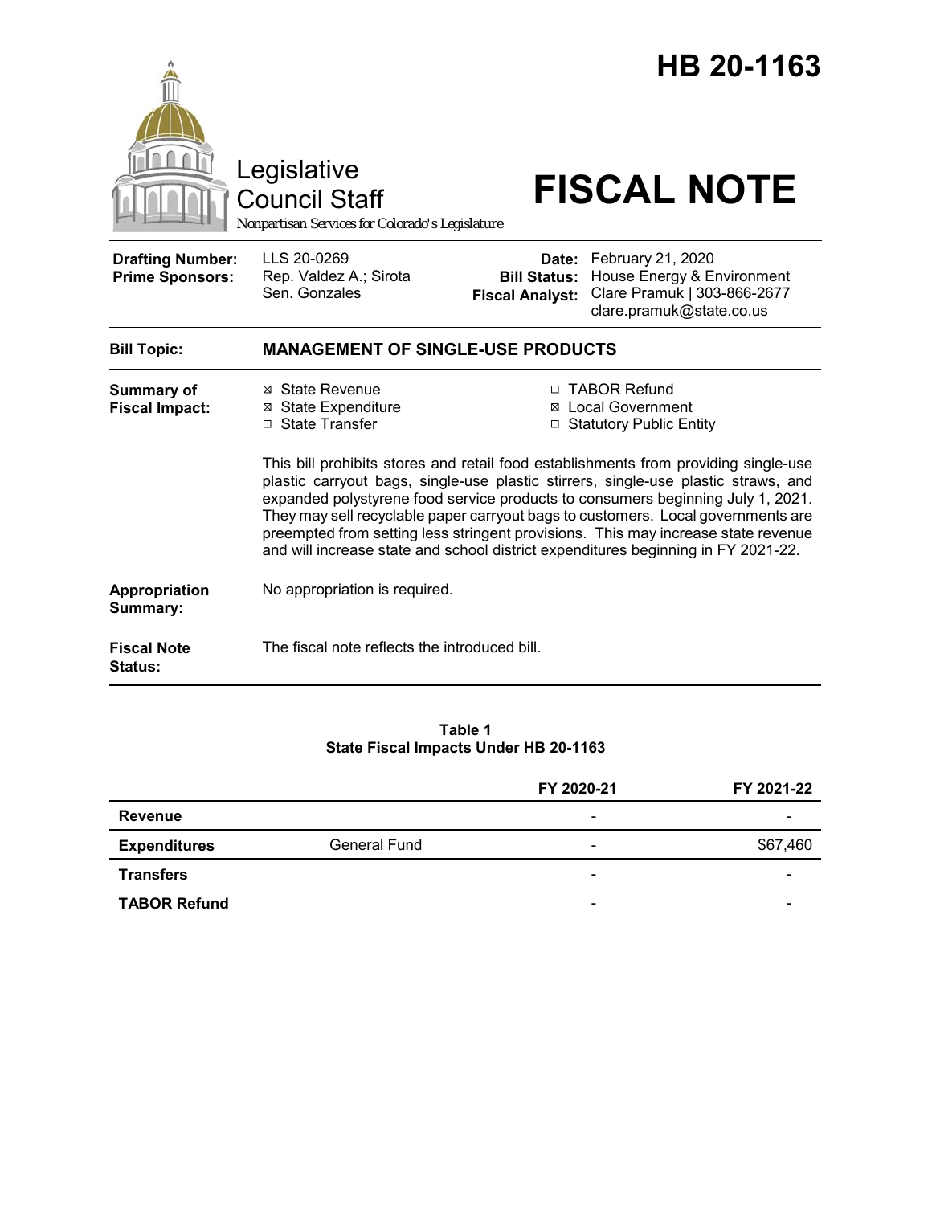# HB 20-1163

Legislative Council Staff

*Nonpartisan Services for Colorado's Legislature*

# FISCAL NOTE

| | | | |
|---|---|---|---|
| **Drafting Number:** | LLS 20-0269 | **Date:** | February 21, 2020 |
| **Prime Sponsors:** | Rep. Valdez A.; Sirota<br>Sen. Gonzales | **Bill Status:** | House Energy & Environment |
| | | **Fiscal Analyst:** | Clare Pramuk \| 303-866-2677<br>clare.pramuk@state.co.us |

**Bill Topic:** **MANAGEMENT OF SINGLE-USE PRODUCTS**

**Summary of Fiscal Impact:**

- ☒ State Revenue
- ☒ State Expenditure
- ☐ State Transfer
- ☐ TABOR Refund
- ☒ Local Government
- ☐ Statutory Public Entity

This bill prohibits stores and retail food establishments from providing single-use plastic carryout bags, single-use plastic stirrers, single-use plastic straws, and expanded polystyrene food service products to consumers beginning July 1, 2021. They may sell recyclable paper carryout bags to customers. Local governments are preempted from setting less stringent provisions. This may increase state revenue and will increase state and school district expenditures beginning in FY 2021-22.

**Appropriation Summary:** No appropriation is required.

**Fiscal Note Status:** The fiscal note reflects the introduced bill.

**Table 1**
**State Fiscal Impacts Under HB 20-1163**

| | | FY 2020-21 | FY 2021-22 |
|---|---|---|---|
| **Revenue** | | - | - |
| **Expenditures** | General Fund | - | $67,460 |
| **Transfers** | | - | - |
| **TABOR Refund** | | - | - |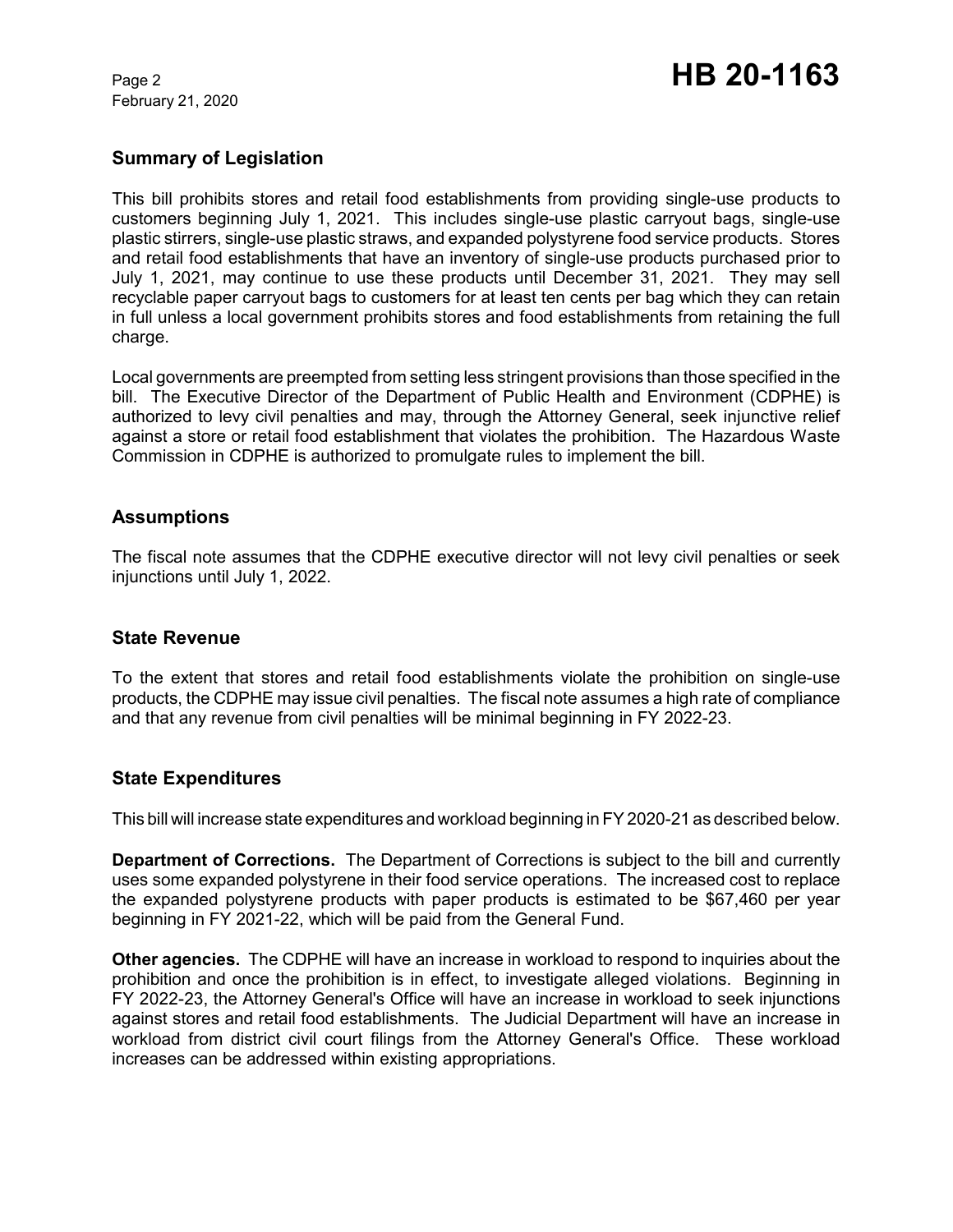## Summary of Legislation

This bill prohibits stores and retail food establishments from providing single-use products to customers beginning July 1, 2021. This includes single-use plastic carryout bags, single-use plastic stirrers, single-use plastic straws, and expanded polystyrene food service products. Stores and retail food establishments that have an inventory of single-use products purchased prior to July 1, 2021, may continue to use these products until December 31, 2021. They may sell recyclable paper carryout bags to customers for at least ten cents per bag which they can retain in full unless a local government prohibits stores and food establishments from retaining the full charge.

Local governments are preempted from setting less stringent provisions than those specified in the bill. The Executive Director of the Department of Public Health and Environment (CDPHE) is authorized to levy civil penalties and may, through the Attorney General, seek injunctive relief against a store or retail food establishment that violates the prohibition. The Hazardous Waste Commission in CDPHE is authorized to promulgate rules to implement the bill.

## Assumptions

The fiscal note assumes that the CDPHE executive director will not levy civil penalties or seek injunctions until July 1, 2022.

## State Revenue

To the extent that stores and retail food establishments violate the prohibition on single-use products, the CDPHE may issue civil penalties. The fiscal note assumes a high rate of compliance and that any revenue from civil penalties will be minimal beginning in FY 2022-23.

## State Expenditures

This bill will increase state expenditures and workload beginning in FY 2020-21 as described below.

**Department of Corrections.** The Department of Corrections is subject to the bill and currently uses some expanded polystyrene in their food service operations. The increased cost to replace the expanded polystyrene products with paper products is estimated to be $67,460 per year beginning in FY 2021-22, which will be paid from the General Fund.

**Other agencies.** The CDPHE will have an increase in workload to respond to inquiries about the prohibition and once the prohibition is in effect, to investigate alleged violations. Beginning in FY 2022-23, the Attorney General's Office will have an increase in workload to seek injunctions against stores and retail food establishments. The Judicial Department will have an increase in workload from district civil court filings from the Attorney General's Office. These workload increases can be addressed within existing appropriations.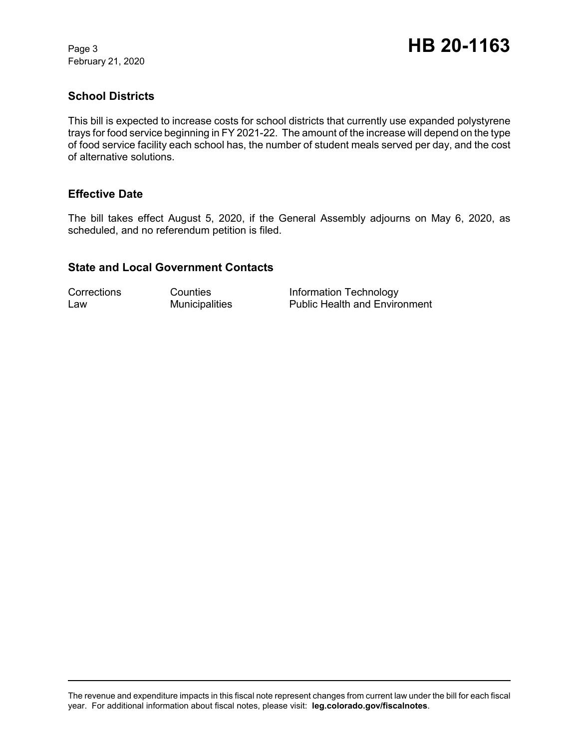## School Districts

This bill is expected to increase costs for school districts that currently use expanded polystyrene trays for food service beginning in FY 2021-22. The amount of the increase will depend on the type of food service facility each school has, the number of student meals served per day, and the cost of alternative solutions.

## Effective Date

The bill takes effect August 5, 2020, if the General Assembly adjourns on May 6, 2020, as scheduled, and no referendum petition is filed.

## State and Local Government Contacts

| | | |
|---|---|---|
| Corrections | Counties | Information Technology |
| Law | Municipalities | Public Health and Environment |

The revenue and expenditure impacts in this fiscal note represent changes from current law under the bill for each fiscal year. For additional information about fiscal notes, please visit: **leg.colorado.gov/fiscalnotes**.